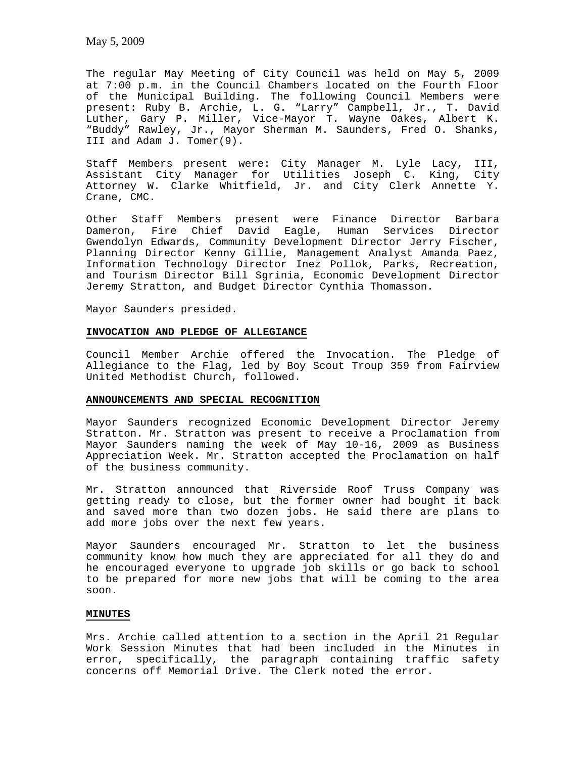May 5, 2009

The regular May Meeting of City Council was held on May 5, 2009 at 7:00 p.m. in the Council Chambers located on the Fourth Floor of the Municipal Building. The following Council Members were present: Ruby B. Archie, L. G. "Larry" Campbell, Jr., T. David Luther, Gary P. Miller, Vice-Mayor T. Wayne Oakes, Albert K. "Buddy" Rawley, Jr., Mayor Sherman M. Saunders, Fred O. Shanks, III and Adam J. Tomer(9).

Staff Members present were: City Manager M. Lyle Lacy, III, Assistant City Manager for Utilities Joseph C. King, City Attorney W. Clarke Whitfield, Jr. and City Clerk Annette Y. Crane, CMC.

Other Staff Members present were Finance Director Barbara Dameron, Fire Chief David Eagle, Human Services Director Gwendolyn Edwards, Community Development Director Jerry Fischer, Planning Director Kenny Gillie, Management Analyst Amanda Paez, Information Technology Director Inez Pollok, Parks, Recreation, and Tourism Director Bill Sgrinia, Economic Development Director Jeremy Stratton, and Budget Director Cynthia Thomasson.

Mayor Saunders presided.

**INVOCATION AND PLEDGE OF ALLEGIANCE**

Council Member Archie offered the Invocation. The Pledge of Allegiance to the Flag, led by Boy Scout Troup 359 from Fairview United Methodist Church, followed.

**ANNOUNCEMENTS AND SPECIAL RECOGNITION**

Mayor Saunders recognized Economic Development Director Jeremy Stratton. Mr. Stratton was present to receive a Proclamation from Mayor Saunders naming the week of May 10-16, 2009 as Business Appreciation Week. Mr. Stratton accepted the Proclamation on half of the business community.

Mr. Stratton announced that Riverside Roof Truss Company was getting ready to close, but the former owner had bought it back and saved more than two dozen jobs. He said there are plans to add more jobs over the next few years.

Mayor Saunders encouraged Mr. Stratton to let the business community know how much they are appreciated for all they do and he encouraged everyone to upgrade job skills or go back to school to be prepared for more new jobs that will be coming to the area soon.

**MINUTES**

Mrs. Archie called attention to a section in the April 21 Regular Work Session Minutes that had been included in the Minutes in error, specifically, the paragraph containing traffic safety concerns off Memorial Drive. The Clerk noted the error.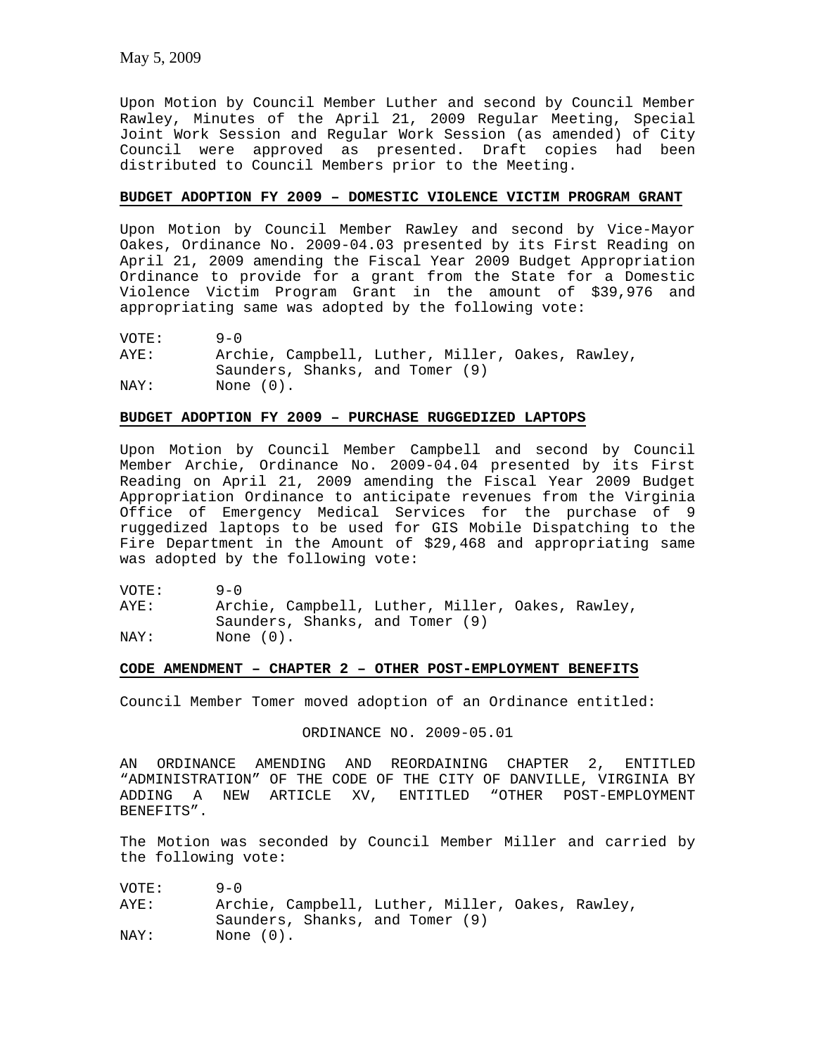May 5, 2009

Upon Motion by Council Member Luther and second by Council Member Rawley, Minutes of the April 21, 2009 Regular Meeting, Special Joint Work Session and Regular Work Session (as amended) of City Council were approved as presented. Draft copies had been distributed to Council Members prior to the Meeting.

**BUDGET ADOPTION FY 2009 – DOMESTIC VIOLENCE VICTIM PROGRAM GRANT**

Upon Motion by Council Member Rawley and second by Vice-Mayor Oakes, Ordinance No. 2009-04.03 presented by its First Reading on April 21, 2009 amending the Fiscal Year 2009 Budget Appropriation Ordinance to provide for a grant from the State for a Domestic Violence Victim Program Grant in the amount of $39,976 and appropriating same was adopted by the following vote:

VOTE: 9-0
AYE: Archie, Campbell, Luther, Miller, Oakes, Rawley, Saunders, Shanks, and Tomer (9)
NAY: None (0).

**BUDGET ADOPTION FY 2009 – PURCHASE RUGGEDIZED LAPTOPS**

Upon Motion by Council Member Campbell and second by Council Member Archie, Ordinance No. 2009-04.04 presented by its First Reading on April 21, 2009 amending the Fiscal Year 2009 Budget Appropriation Ordinance to anticipate revenues from the Virginia Office of Emergency Medical Services for the purchase of 9 ruggedized laptops to be used for GIS Mobile Dispatching to the Fire Department in the Amount of $29,468 and appropriating same was adopted by the following vote:

VOTE: 9-0
AYE: Archie, Campbell, Luther, Miller, Oakes, Rawley, Saunders, Shanks, and Tomer (9)
NAY: None (0).

**CODE AMENDMENT – CHAPTER 2 – OTHER POST-EMPLOYMENT BENEFITS**

Council Member Tomer moved adoption of an Ordinance entitled:

ORDINANCE NO. 2009-05.01

AN ORDINANCE AMENDING AND REORDAINING CHAPTER 2, ENTITLED "ADMINISTRATION" OF THE CODE OF THE CITY OF DANVILLE, VIRGINIA BY ADDING A NEW ARTICLE XV, ENTITLED "OTHER POST-EMPLOYMENT BENEFITS".

The Motion was seconded by Council Member Miller and carried by the following vote:

VOTE: 9-0
AYE: Archie, Campbell, Luther, Miller, Oakes, Rawley, Saunders, Shanks, and Tomer (9)
NAY: None (0).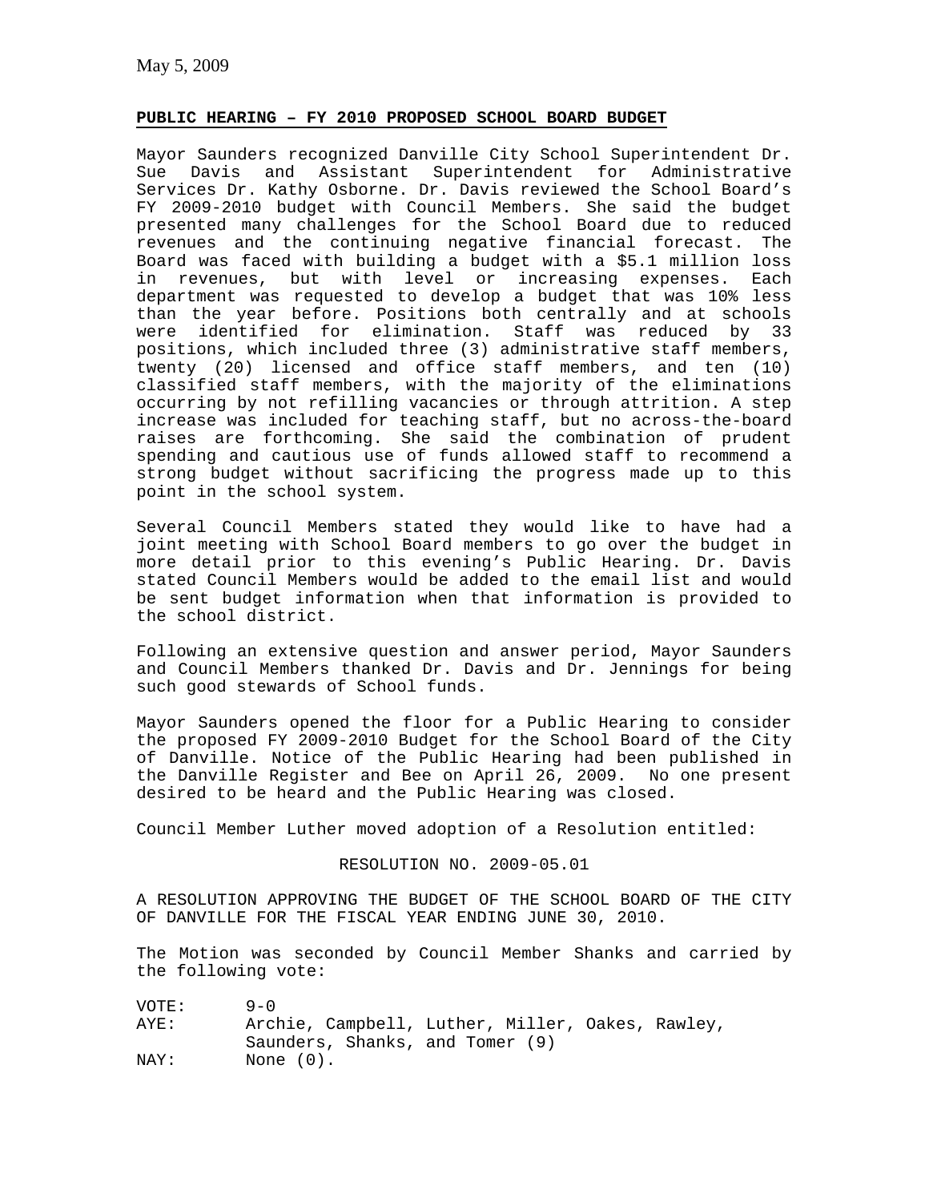May 5, 2009

**PUBLIC HEARING – FY 2010 PROPOSED SCHOOL BOARD BUDGET**

Mayor Saunders recognized Danville City School Superintendent Dr. Sue Davis and Assistant Superintendent for Administrative Services Dr. Kathy Osborne. Dr. Davis reviewed the School Board's FY 2009-2010 budget with Council Members. She said the budget presented many challenges for the School Board due to reduced revenues and the continuing negative financial forecast. The Board was faced with building a budget with a $5.1 million loss in revenues, but with level or increasing expenses. Each department was requested to develop a budget that was 10% less than the year before. Positions both centrally and at schools were identified for elimination. Staff was reduced by 33 positions, which included three (3) administrative staff members, twenty (20) licensed and office staff members, and ten (10) classified staff members, with the majority of the eliminations occurring by not refilling vacancies or through attrition. A step increase was included for teaching staff, but no across-the-board raises are forthcoming. She said the combination of prudent spending and cautious use of funds allowed staff to recommend a strong budget without sacrificing the progress made up to this point in the school system.

Several Council Members stated they would like to have had a joint meeting with School Board members to go over the budget in more detail prior to this evening's Public Hearing. Dr. Davis stated Council Members would be added to the email list and would be sent budget information when that information is provided to the school district.

Following an extensive question and answer period, Mayor Saunders and Council Members thanked Dr. Davis and Dr. Jennings for being such good stewards of School funds.

Mayor Saunders opened the floor for a Public Hearing to consider the proposed FY 2009-2010 Budget for the School Board of the City of Danville. Notice of the Public Hearing had been published in the Danville Register and Bee on April 26, 2009. No one present desired to be heard and the Public Hearing was closed.

Council Member Luther moved adoption of a Resolution entitled:

RESOLUTION NO. 2009-05.01

A RESOLUTION APPROVING THE BUDGET OF THE SCHOOL BOARD OF THE CITY OF DANVILLE FOR THE FISCAL YEAR ENDING JUNE 30, 2010.

The Motion was seconded by Council Member Shanks and carried by the following vote:

VOTE: 9-0
AYE: Archie, Campbell, Luther, Miller, Oakes, Rawley, Saunders, Shanks, and Tomer (9)
NAY: None (0).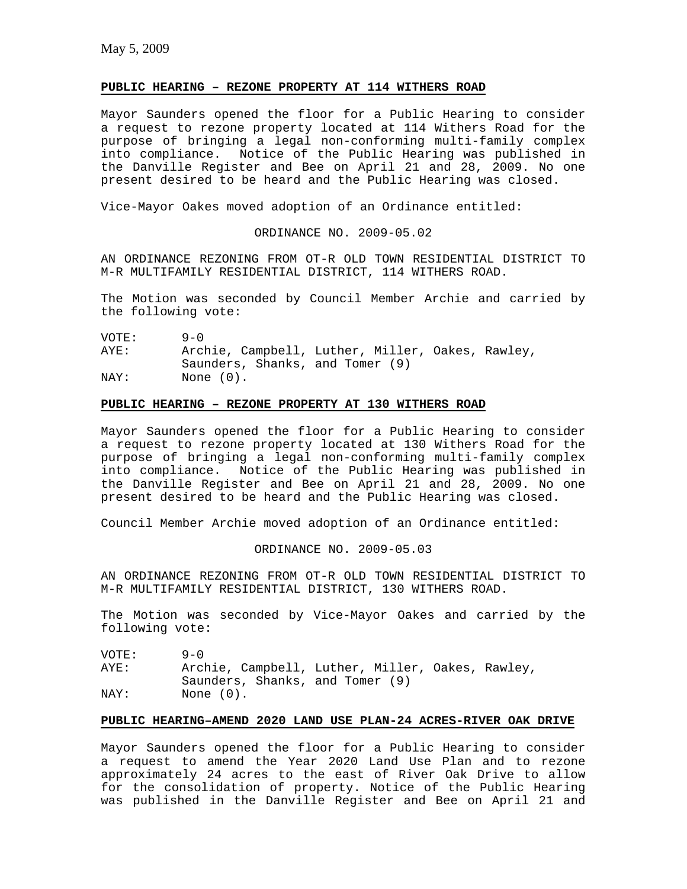May 5, 2009

**PUBLIC HEARING – REZONE PROPERTY AT 114 WITHERS ROAD**

Mayor Saunders opened the floor for a Public Hearing to consider a request to rezone property located at 114 Withers Road for the purpose of bringing a legal non-conforming multi-family complex into compliance. Notice of the Public Hearing was published in the Danville Register and Bee on April 21 and 28, 2009. No one present desired to be heard and the Public Hearing was closed.

Vice-Mayor Oakes moved adoption of an Ordinance entitled:

ORDINANCE NO. 2009-05.02

AN ORDINANCE REZONING FROM OT-R OLD TOWN RESIDENTIAL DISTRICT TO M-R MULTIFAMILY RESIDENTIAL DISTRICT, 114 WITHERS ROAD.

The Motion was seconded by Council Member Archie and carried by the following vote:

VOTE: 9-0
AYE: Archie, Campbell, Luther, Miller, Oakes, Rawley, Saunders, Shanks, and Tomer (9)
NAY: None (0).

**PUBLIC HEARING – REZONE PROPERTY AT 130 WITHERS ROAD**

Mayor Saunders opened the floor for a Public Hearing to consider a request to rezone property located at 130 Withers Road for the purpose of bringing a legal non-conforming multi-family complex into compliance. Notice of the Public Hearing was published in the Danville Register and Bee on April 21 and 28, 2009. No one present desired to be heard and the Public Hearing was closed.

Council Member Archie moved adoption of an Ordinance entitled:

ORDINANCE NO. 2009-05.03

AN ORDINANCE REZONING FROM OT-R OLD TOWN RESIDENTIAL DISTRICT TO M-R MULTIFAMILY RESIDENTIAL DISTRICT, 130 WITHERS ROAD.

The Motion was seconded by Vice-Mayor Oakes and carried by the following vote:

VOTE: 9-0
AYE: Archie, Campbell, Luther, Miller, Oakes, Rawley, Saunders, Shanks, and Tomer (9)
NAY: None (0).

**PUBLIC HEARING–AMEND 2020 LAND USE PLAN-24 ACRES-RIVER OAK DRIVE**

Mayor Saunders opened the floor for a Public Hearing to consider a request to amend the Year 2020 Land Use Plan and to rezone approximately 24 acres to the east of River Oak Drive to allow for the consolidation of property. Notice of the Public Hearing was published in the Danville Register and Bee on April 21 and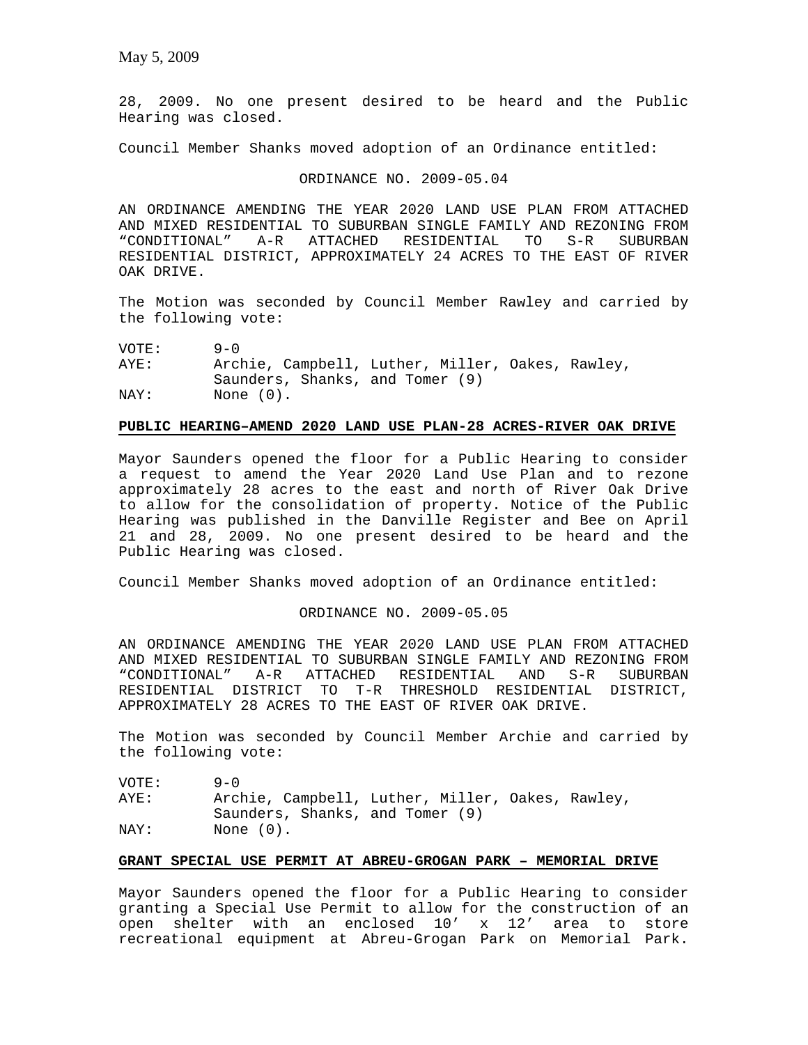28, 2009. No one present desired to be heard and the Public Hearing was closed.

Council Member Shanks moved adoption of an Ordinance entitled:

ORDINANCE NO. 2009-05.04

AN ORDINANCE AMENDING THE YEAR 2020 LAND USE PLAN FROM ATTACHED AND MIXED RESIDENTIAL TO SUBURBAN SINGLE FAMILY AND REZONING FROM "CONDITIONAL" A-R ATTACHED RESIDENTIAL TO S-R SUBURBAN RESIDENTIAL DISTRICT, APPROXIMATELY 24 ACRES TO THE EAST OF RIVER OAK DRIVE.

The Motion was seconded by Council Member Rawley and carried by the following vote:

VOTE: 9-0
AYE: Archie, Campbell, Luther, Miller, Oakes, Rawley, Saunders, Shanks, and Tomer (9)
NAY: None (0).

**PUBLIC HEARING–AMEND 2020 LAND USE PLAN-28 ACRES-RIVER OAK DRIVE**

Mayor Saunders opened the floor for a Public Hearing to consider a request to amend the Year 2020 Land Use Plan and to rezone approximately 28 acres to the east and north of River Oak Drive to allow for the consolidation of property. Notice of the Public Hearing was published in the Danville Register and Bee on April 21 and 28, 2009. No one present desired to be heard and the Public Hearing was closed.

Council Member Shanks moved adoption of an Ordinance entitled:

ORDINANCE NO. 2009-05.05

AN ORDINANCE AMENDING THE YEAR 2020 LAND USE PLAN FROM ATTACHED AND MIXED RESIDENTIAL TO SUBURBAN SINGLE FAMILY AND REZONING FROM "CONDITIONAL" A-R ATTACHED RESIDENTIAL AND S-R SUBURBAN RESIDENTIAL DISTRICT TO T-R THRESHOLD RESIDENTIAL DISTRICT, APPROXIMATELY 28 ACRES TO THE EAST OF RIVER OAK DRIVE.

The Motion was seconded by Council Member Archie and carried by the following vote:

VOTE: 9-0
AYE: Archie, Campbell, Luther, Miller, Oakes, Rawley, Saunders, Shanks, and Tomer (9)
NAY: None (0).

**GRANT SPECIAL USE PERMIT AT ABREU-GROGAN PARK – MEMORIAL DRIVE**

Mayor Saunders opened the floor for a Public Hearing to consider granting a Special Use Permit to allow for the construction of an open shelter with an enclosed 10' x 12' area to store recreational equipment at Abreu-Grogan Park on Memorial Park.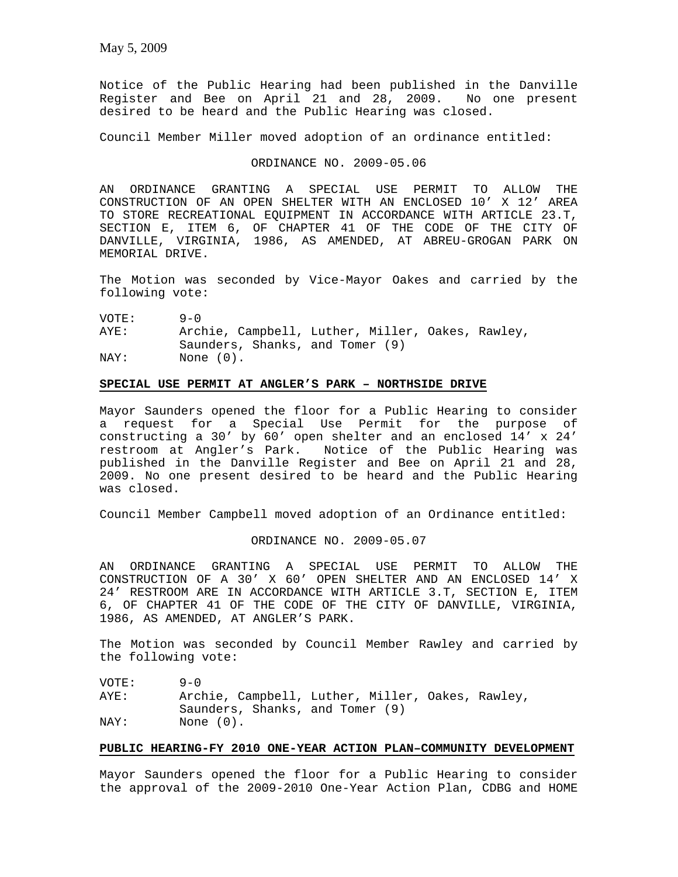Notice of the Public Hearing had been published in the Danville Register and Bee on April 21 and 28, 2009. No one present desired to be heard and the Public Hearing was closed.

Council Member Miller moved adoption of an ordinance entitled:

ORDINANCE NO. 2009-05.06

AN ORDINANCE GRANTING A SPECIAL USE PERMIT TO ALLOW THE CONSTRUCTION OF AN OPEN SHELTER WITH AN ENCLOSED 10' X 12' AREA TO STORE RECREATIONAL EQUIPMENT IN ACCORDANCE WITH ARTICLE 23.T, SECTION E, ITEM 6, OF CHAPTER 41 OF THE CODE OF THE CITY OF DANVILLE, VIRGINIA, 1986, AS AMENDED, AT ABREU-GROGAN PARK ON MEMORIAL DRIVE.

The Motion was seconded by Vice-Mayor Oakes and carried by the following vote:

VOTE: 9-0
AYE: Archie, Campbell, Luther, Miller, Oakes, Rawley, Saunders, Shanks, and Tomer (9)
NAY: None (0).

**SPECIAL USE PERMIT AT ANGLER'S PARK – NORTHSIDE DRIVE**

Mayor Saunders opened the floor for a Public Hearing to consider a request for a Special Use Permit for the purpose of constructing a 30' by 60' open shelter and an enclosed 14' x 24' restroom at Angler's Park. Notice of the Public Hearing was published in the Danville Register and Bee on April 21 and 28, 2009. No one present desired to be heard and the Public Hearing was closed.

Council Member Campbell moved adoption of an Ordinance entitled:

ORDINANCE NO. 2009-05.07

AN ORDINANCE GRANTING A SPECIAL USE PERMIT TO ALLOW THE CONSTRUCTION OF A 30' X 60' OPEN SHELTER AND AN ENCLOSED 14' X 24' RESTROOM ARE IN ACCORDANCE WITH ARTICLE 3.T, SECTION E, ITEM 6, OF CHAPTER 41 OF THE CODE OF THE CITY OF DANVILLE, VIRGINIA, 1986, AS AMENDED, AT ANGLER'S PARK.

The Motion was seconded by Council Member Rawley and carried by the following vote:

VOTE: 9-0
AYE: Archie, Campbell, Luther, Miller, Oakes, Rawley, Saunders, Shanks, and Tomer (9)
NAY: None (0).

**PUBLIC HEARING-FY 2010 ONE-YEAR ACTION PLAN–COMMUNITY DEVELOPMENT**

Mayor Saunders opened the floor for a Public Hearing to consider the approval of the 2009-2010 One-Year Action Plan, CDBG and HOME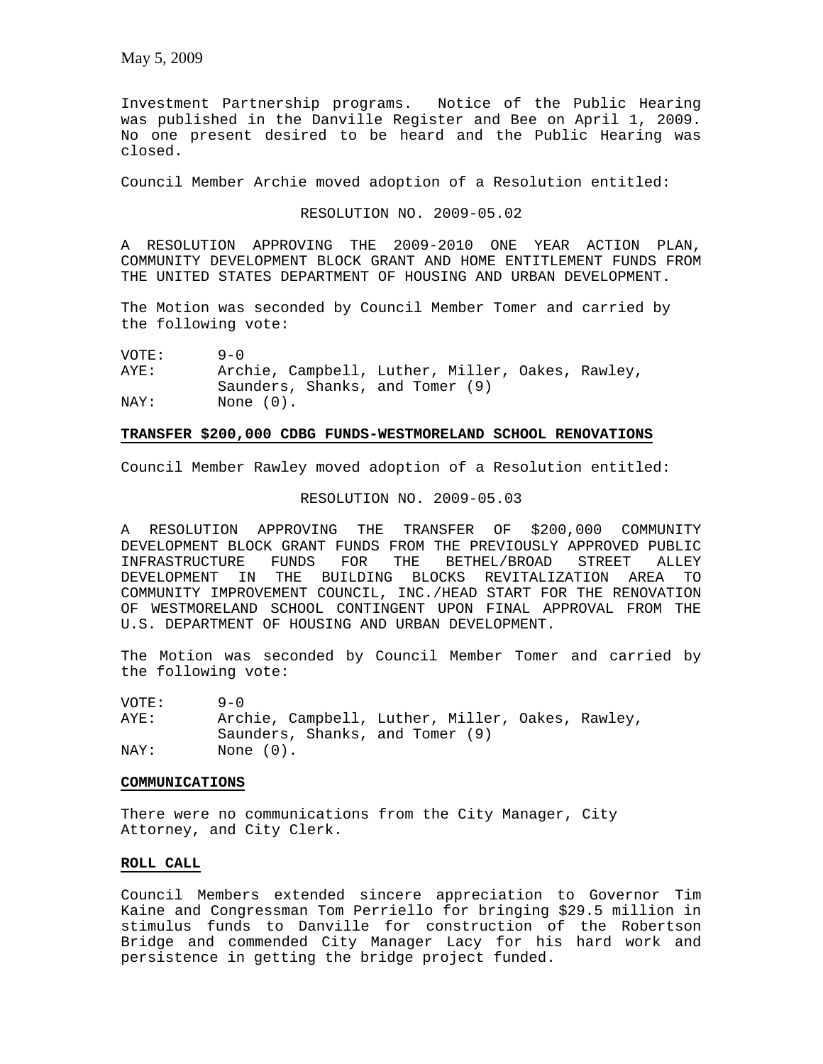Investment Partnership programs. Notice of the Public Hearing was published in the Danville Register and Bee on April 1, 2009. No one present desired to be heard and the Public Hearing was closed.

Council Member Archie moved adoption of a Resolution entitled:

RESOLUTION NO. 2009-05.02

A RESOLUTION APPROVING THE 2009-2010 ONE YEAR ACTION PLAN, COMMUNITY DEVELOPMENT BLOCK GRANT AND HOME ENTITLEMENT FUNDS FROM THE UNITED STATES DEPARTMENT OF HOUSING AND URBAN DEVELOPMENT.

The Motion was seconded by Council Member Tomer and carried by the following vote:

VOTE: 9-0
AYE: Archie, Campbell, Luther, Miller, Oakes, Rawley, Saunders, Shanks, and Tomer (9)
NAY: None (0).

**TRANSFER $200,000 CDBG FUNDS-WESTMORELAND SCHOOL RENOVATIONS**

Council Member Rawley moved adoption of a Resolution entitled:

RESOLUTION NO. 2009-05.03

A RESOLUTION APPROVING THE TRANSFER OF $200,000 COMMUNITY DEVELOPMENT BLOCK GRANT FUNDS FROM THE PREVIOUSLY APPROVED PUBLIC INFRASTRUCTURE FUNDS FOR THE BETHEL/BROAD STREET ALLEY DEVELOPMENT IN THE BUILDING BLOCKS REVITALIZATION AREA TO COMMUNITY IMPROVEMENT COUNCIL, INC./HEAD START FOR THE RENOVATION OF WESTMORELAND SCHOOL CONTINGENT UPON FINAL APPROVAL FROM THE U.S. DEPARTMENT OF HOUSING AND URBAN DEVELOPMENT.

The Motion was seconded by Council Member Tomer and carried by the following vote:

VOTE: 9-0
AYE: Archie, Campbell, Luther, Miller, Oakes, Rawley, Saunders, Shanks, and Tomer (9)
NAY: None (0).

**COMMUNICATIONS**

There were no communications from the City Manager, City Attorney, and City Clerk.

**ROLL CALL**

Council Members extended sincere appreciation to Governor Tim Kaine and Congressman Tom Perriello for bringing $29.5 million in stimulus funds to Danville for construction of the Robertson Bridge and commended City Manager Lacy for his hard work and persistence in getting the bridge project funded.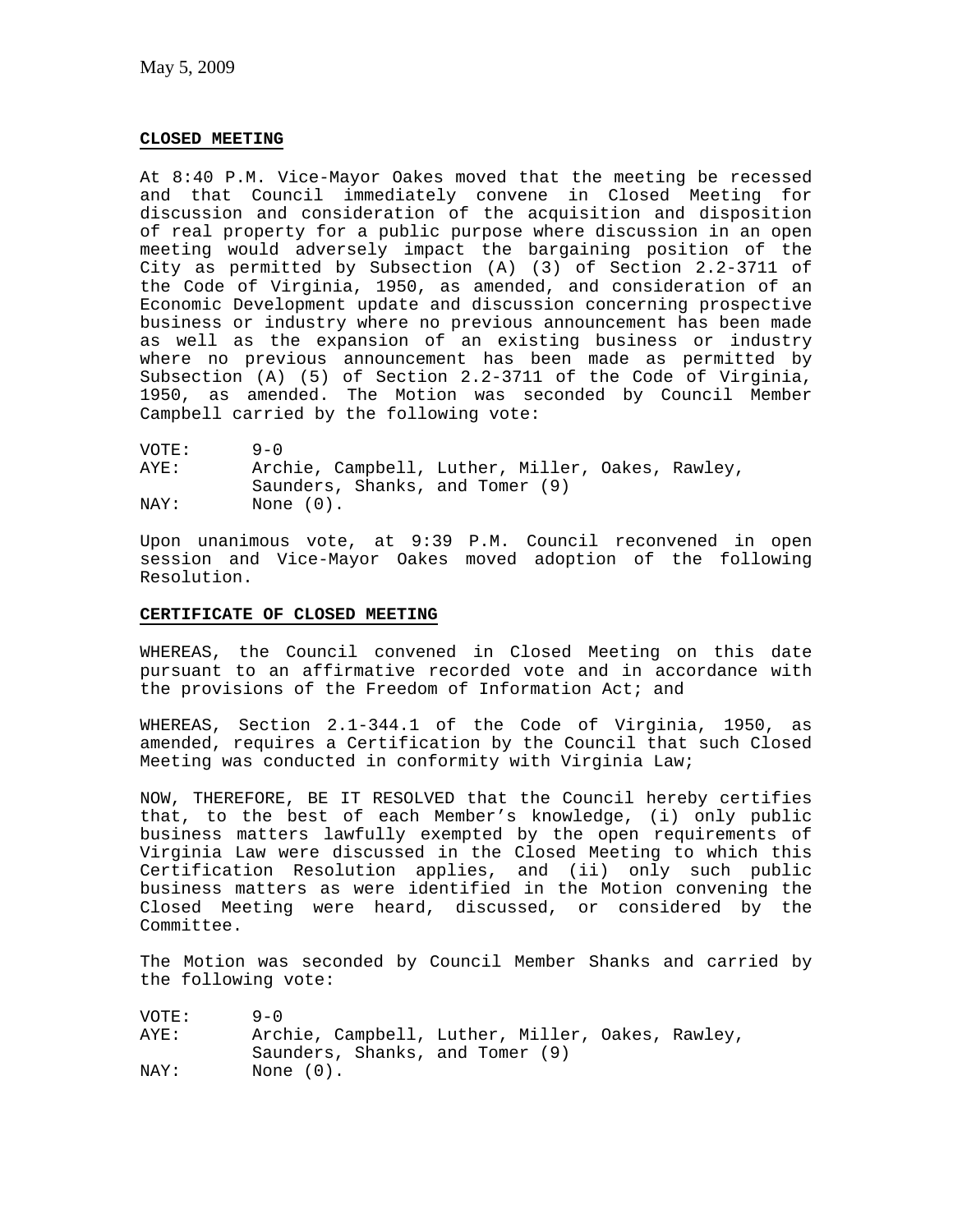May 5, 2009

**CLOSED MEETING**

At 8:40 P.M. Vice-Mayor Oakes moved that the meeting be recessed and that Council immediately convene in Closed Meeting for discussion and consideration of the acquisition and disposition of real property for a public purpose where discussion in an open meeting would adversely impact the bargaining position of the City as permitted by Subsection (A) (3) of Section 2.2-3711 of the Code of Virginia, 1950, as amended, and consideration of an Economic Development update and discussion concerning prospective business or industry where no previous announcement has been made as well as the expansion of an existing business or industry where no previous announcement has been made as permitted by Subsection (A) (5) of Section 2.2-3711 of the Code of Virginia, 1950, as amended. The Motion was seconded by Council Member Campbell carried by the following vote:

VOTE: 9-0
AYE: Archie, Campbell, Luther, Miller, Oakes, Rawley, Saunders, Shanks, and Tomer (9)
NAY: None (0).

Upon unanimous vote, at 9:39 P.M. Council reconvened in open session and Vice-Mayor Oakes moved adoption of the following Resolution.

**CERTIFICATE OF CLOSED MEETING**

WHEREAS, the Council convened in Closed Meeting on this date pursuant to an affirmative recorded vote and in accordance with the provisions of the Freedom of Information Act; and

WHEREAS, Section 2.1-344.1 of the Code of Virginia, 1950, as amended, requires a Certification by the Council that such Closed Meeting was conducted in conformity with Virginia Law;

NOW, THEREFORE, BE IT RESOLVED that the Council hereby certifies that, to the best of each Member's knowledge, (i) only public business matters lawfully exempted by the open requirements of Virginia Law were discussed in the Closed Meeting to which this Certification Resolution applies, and (ii) only such public business matters as were identified in the Motion convening the Closed Meeting were heard, discussed, or considered by the Committee.

The Motion was seconded by Council Member Shanks and carried by the following vote:

VOTE: 9-0
AYE: Archie, Campbell, Luther, Miller, Oakes, Rawley, Saunders, Shanks, and Tomer (9)
NAY: None (0).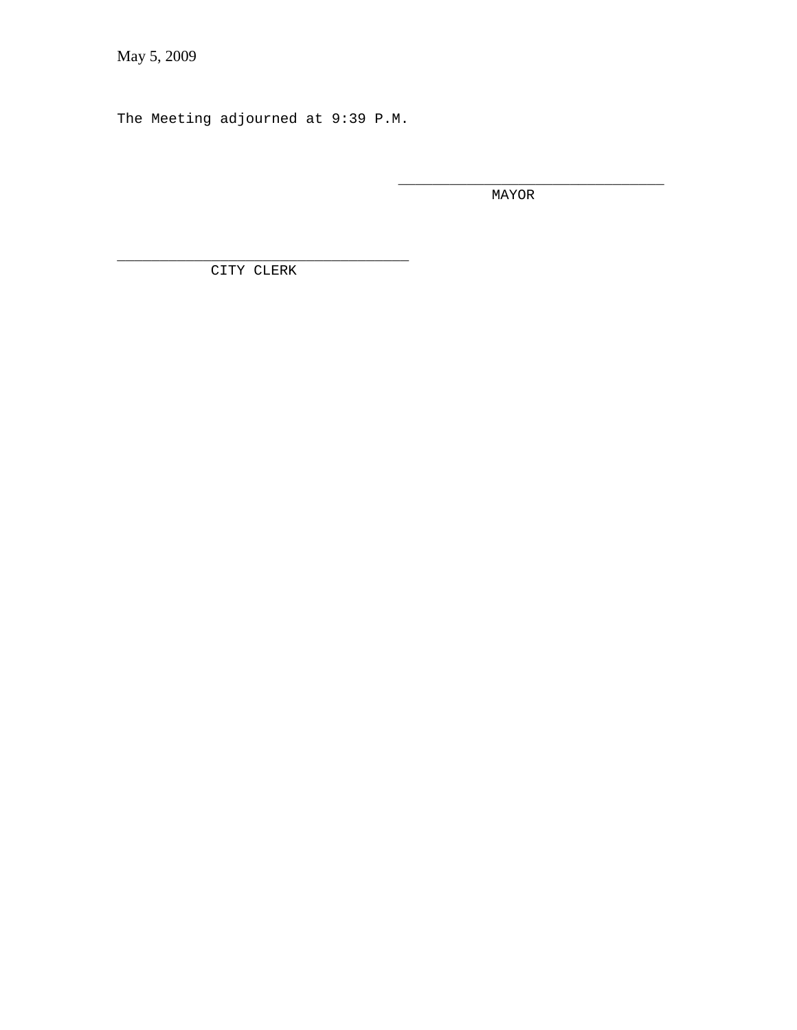May 5, 2009

The Meeting adjourned at 9:39 P.M.

\_\_\_\_\_\_\_\_\_\_\_\_\_\_\_\_\_\_\_\_\_\_\_\_\_\_\_\_\_\_\_\_\_\_\_

MAYOR

\_\_\_\_\_\_\_\_\_\_\_\_\_\_\_\_\_\_\_\_\_\_\_\_\_\_\_\_\_\_\_\_\_\_\_

CITY CLERK